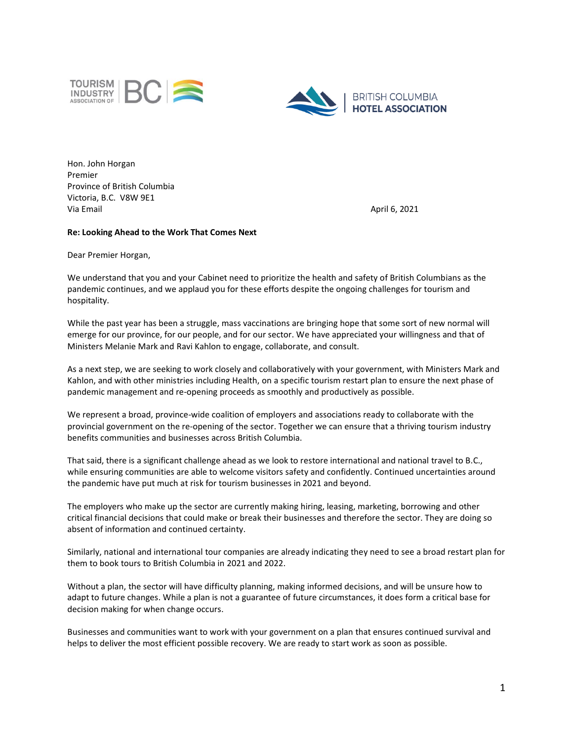Hon. John Horgan
Premier
Province of British Columbia
Victoria, B.C. V8W 9E1
Via Email

April 6, 2021

**Re: Looking Ahead to the Work That Comes Next**

Dear Premier Horgan,

We understand that you and your Cabinet need to prioritize the health and safety of British Columbians as the pandemic continues, and we applaud you for these efforts despite the ongoing challenges for tourism and hospitality.

While the past year has been a struggle, mass vaccinations are bringing hope that some sort of new normal will emerge for our province, for our people, and for our sector. We have appreciated your willingness and that of Ministers Melanie Mark and Ravi Kahlon to engage, collaborate, and consult.

As a next step, we are seeking to work closely and collaboratively with your government, with Ministers Mark and Kahlon, and with other ministries including Health, on a specific tourism restart plan to ensure the next phase of pandemic management and re-opening proceeds as smoothly and productively as possible.

We represent a broad, province-wide coalition of employers and associations ready to collaborate with the provincial government on the re-opening of the sector. Together we can ensure that a thriving tourism industry benefits communities and businesses across British Columbia.

That said, there is a significant challenge ahead as we look to restore international and national travel to B.C., while ensuring communities are able to welcome visitors safety and confidently. Continued uncertainties around the pandemic have put much at risk for tourism businesses in 2021 and beyond.

The employers who make up the sector are currently making hiring, leasing, marketing, borrowing and other critical financial decisions that could make or break their businesses and therefore the sector. They are doing so absent of information and continued certainty.

Similarly, national and international tour companies are already indicating they need to see a broad restart plan for them to book tours to British Columbia in 2021 and 2022.

Without a plan, the sector will have difficulty planning, making informed decisions, and will be unsure how to adapt to future changes. While a plan is not a guarantee of future circumstances, it does form a critical base for decision making for when change occurs.

Businesses and communities want to work with your government on a plan that ensures continued survival and helps to deliver the most efficient possible recovery. We are ready to start work as soon as possible.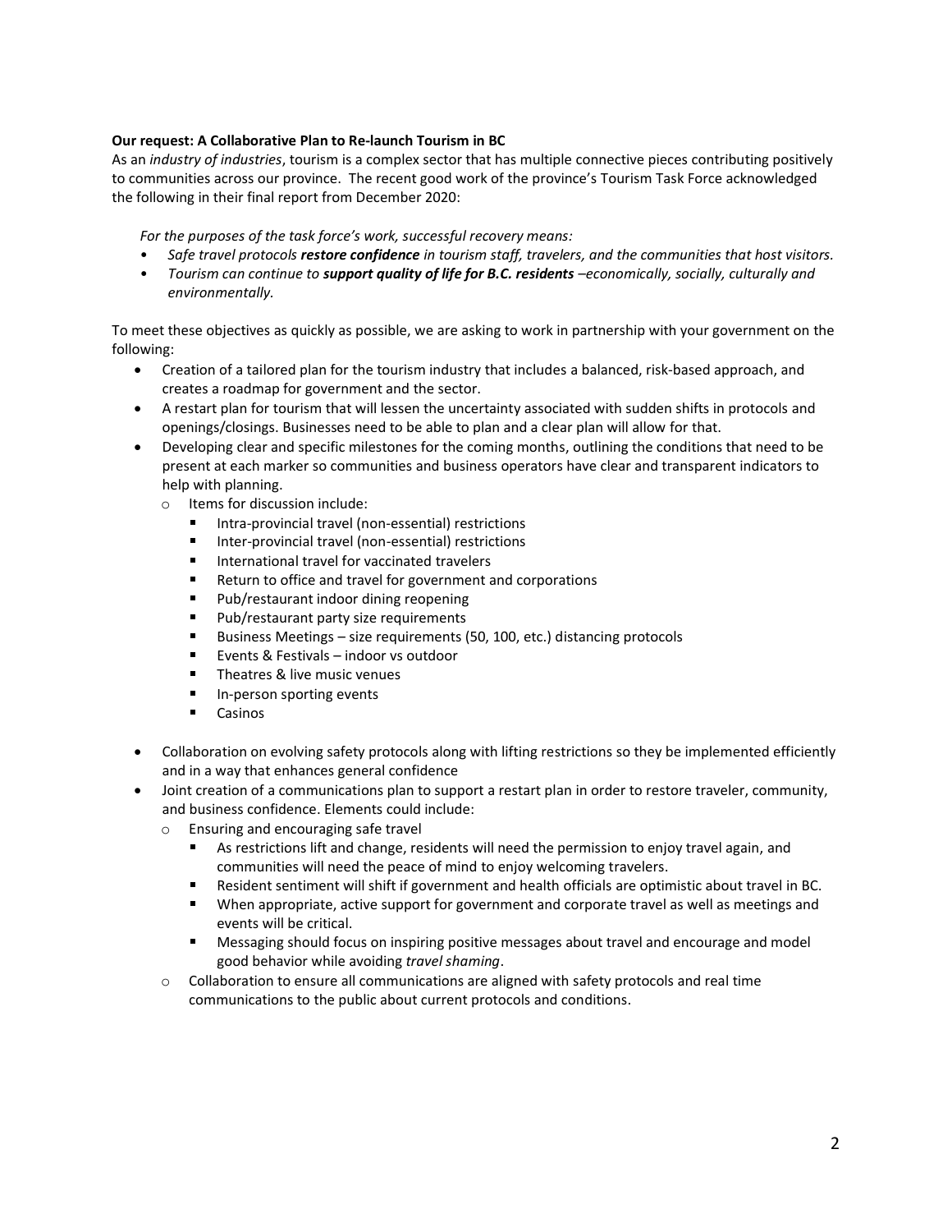**Our request: A Collaborative Plan to Re-launch Tourism in BC**

As an *industry of industries*, tourism is a complex sector that has multiple connective pieces contributing positively to communities across our province. The recent good work of the province's Tourism Task Force acknowledged the following in their final report from December 2020:

*For the purposes of the task force's work, successful recovery means:*

- *Safe travel protocols **restore confidence** in tourism staff, travelers, and the communities that host visitors.*
- *Tourism can continue to **support quality of life for B.C. residents** –economically, socially, culturally and environmentally.*

To meet these objectives as quickly as possible, we are asking to work in partnership with your government on the following:

- Creation of a tailored plan for the tourism industry that includes a balanced, risk-based approach, and creates a roadmap for government and the sector.
- A restart plan for tourism that will lessen the uncertainty associated with sudden shifts in protocols and openings/closings. Businesses need to be able to plan and a clear plan will allow for that.
- Developing clear and specific milestones for the coming months, outlining the conditions that need to be present at each marker so communities and business operators have clear and transparent indicators to help with planning.
  - Items for discussion include:
    - Intra-provincial travel (non-essential) restrictions
    - Inter-provincial travel (non-essential) restrictions
    - International travel for vaccinated travelers
    - Return to office and travel for government and corporations
    - Pub/restaurant indoor dining reopening
    - Pub/restaurant party size requirements
    - Business Meetings – size requirements (50, 100, etc.) distancing protocols
    - Events & Festivals – indoor vs outdoor
    - Theatres & live music venues
    - In-person sporting events
    - Casinos
- Collaboration on evolving safety protocols along with lifting restrictions so they be implemented efficiently and in a way that enhances general confidence
- Joint creation of a communications plan to support a restart plan in order to restore traveler, community, and business confidence. Elements could include:
  - Ensuring and encouraging safe travel
    - As restrictions lift and change, residents will need the permission to enjoy travel again, and communities will need the peace of mind to enjoy welcoming travelers.
    - Resident sentiment will shift if government and health officials are optimistic about travel in BC.
    - When appropriate, active support for government and corporate travel as well as meetings and events will be critical.
    - Messaging should focus on inspiring positive messages about travel and encourage and model good behavior while avoiding *travel shaming*.
  - Collaboration to ensure all communications are aligned with safety protocols and real time communications to the public about current protocols and conditions.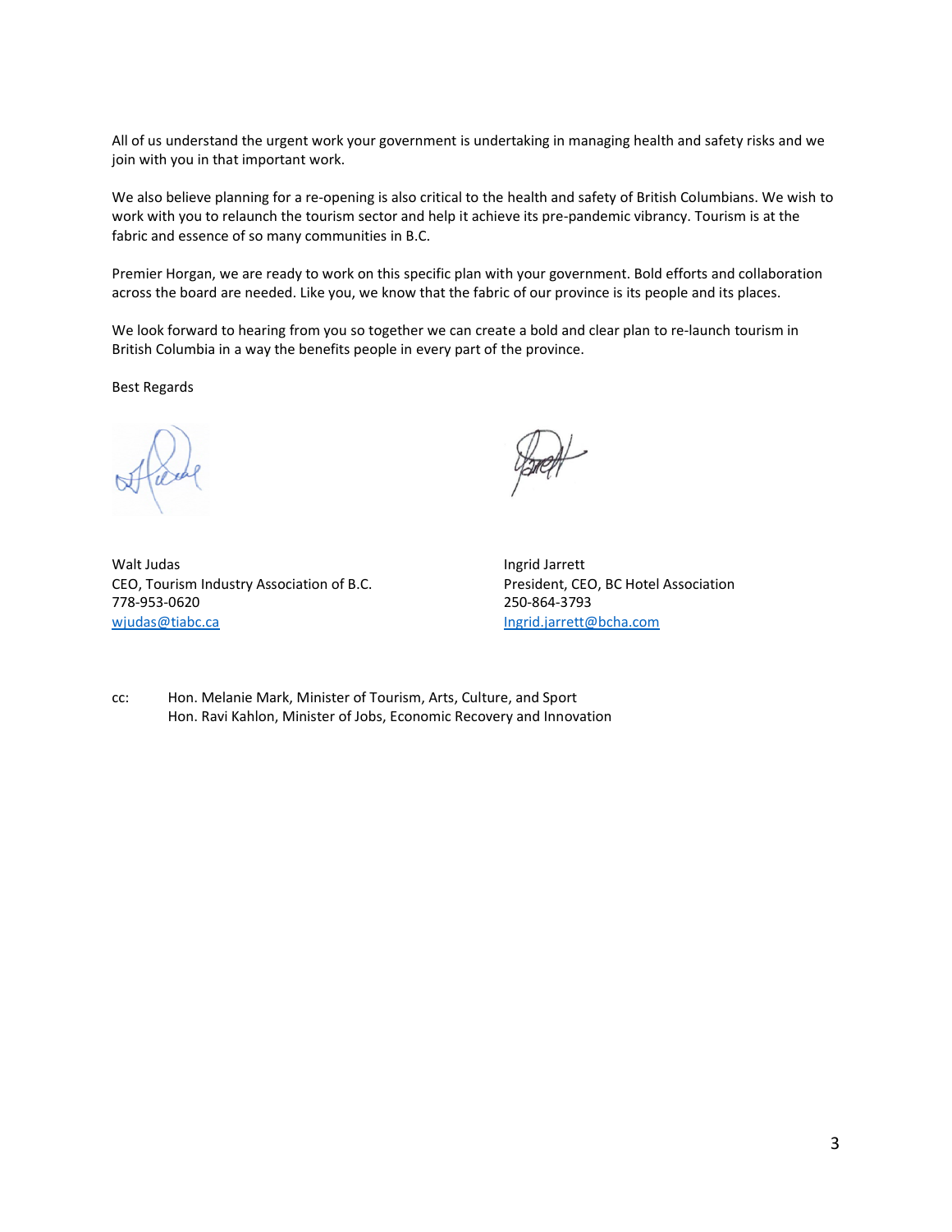All of us understand the urgent work your government is undertaking in managing health and safety risks and we join with you in that important work.

We also believe planning for a re-opening is also critical to the health and safety of British Columbians. We wish to work with you to relaunch the tourism sector and help it achieve its pre-pandemic vibrancy. Tourism is at the fabric and essence of so many communities in B.C.

Premier Horgan, we are ready to work on this specific plan with your government. Bold efforts and collaboration across the board are needed. Like you, we know that the fabric of our province is its people and its places.

We look forward to hearing from you so together we can create a bold and clear plan to re-launch tourism in British Columbia in a way the benefits people in every part of the province.

Best Regards

Walt Judas
CEO, Tourism Industry Association of B.C.
778-953-0620
wjudas@tiabc.ca

Ingrid Jarrett
President, CEO, BC Hotel Association
250-864-3793
Ingrid.jarrett@bcha.com

cc: Hon. Melanie Mark, Minister of Tourism, Arts, Culture, and Sport
Hon. Ravi Kahlon, Minister of Jobs, Economic Recovery and Innovation